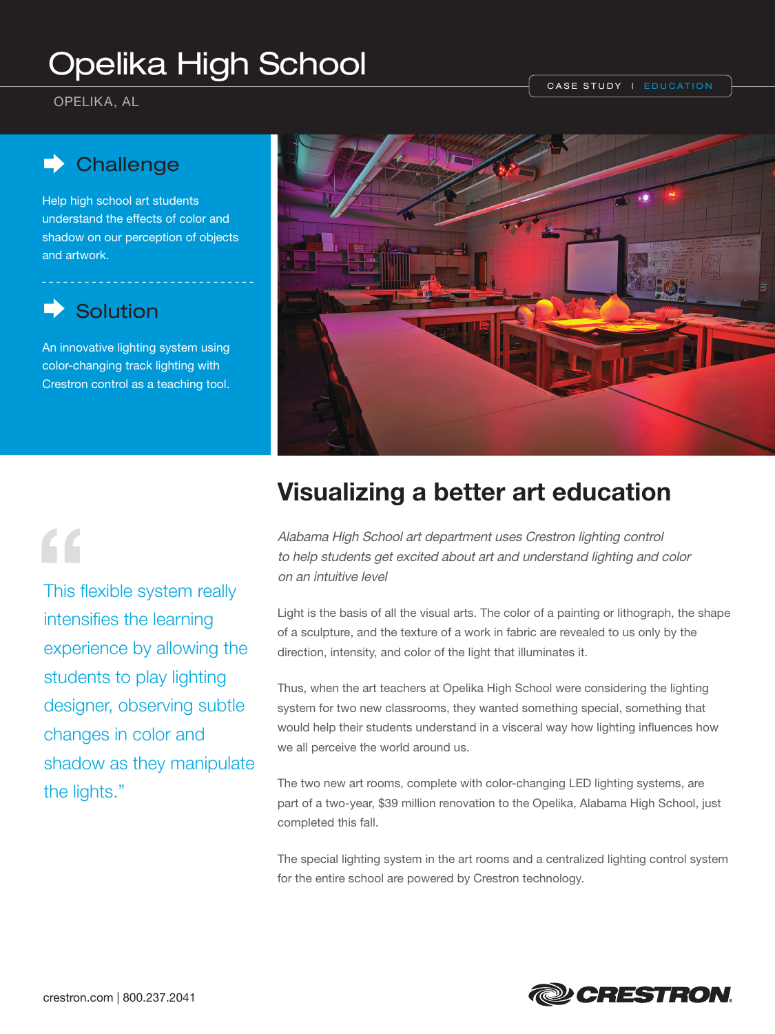# Opelika High School

OPELIKA, AL

CASE STUDY | EDUCATION

## Challenge

Help high school art students understand the effects of color and shadow on our perception of objects and artwork.

## Solution

An innovative lighting system using color-changing track lighting with Crestron control as a teaching tool.

## Visualizing a better art education

*Alabama High School art department uses Crestron lighting control to help students get excited about art and understand lighting and color on an intuitive level*

"This flexible system really intensifies the learning experience by allowing the students to play lighting designer, observing subtle changes in color and shadow as they manipulate the lights."

Light is the basis of all the visual arts. The color of a painting or lithograph, the shape of a sculpture, and the texture of a work in fabric are revealed to us only by the direction, intensity, and color of the light that illuminates it.

Thus, when the art teachers at Opelika High School were considering the lighting system for two new classrooms, they wanted something special, something that would help their students understand in a visceral way how lighting influences how we all perceive the world around us.

The two new art rooms, complete with color-changing LED lighting systems, are part of a two-year, $39 million renovation to the Opelika, Alabama High School, just completed this fall.

The special lighting system in the art rooms and a centralized lighting control system for the entire school are powered by Crestron technology.

crestron.com | 800.237.2041

CRESTRON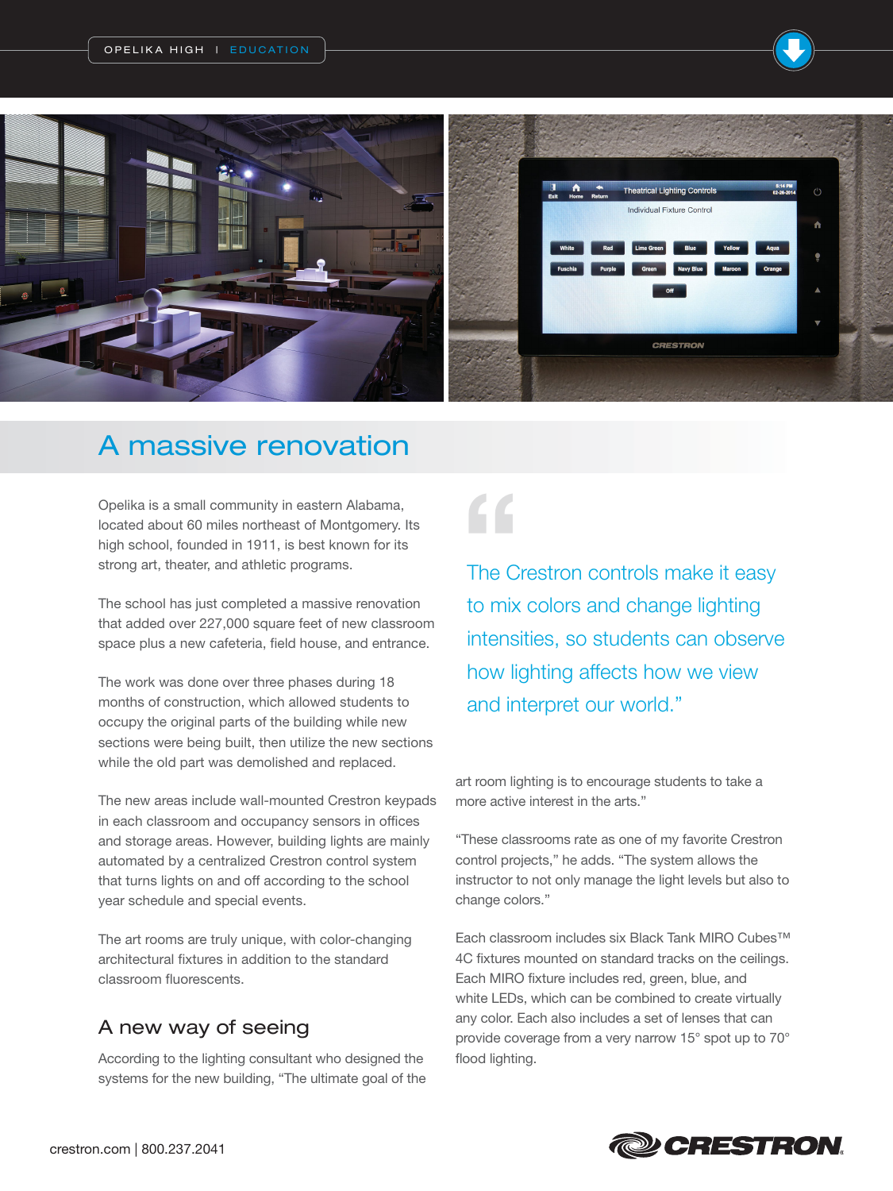## A massive renovation

Opelika is a small community in eastern Alabama, located about 60 miles northeast of Montgomery. Its high school, founded in 1911, is best known for its strong art, theater, and athletic programs.

The school has just completed a massive renovation that added over 227,000 square feet of new classroom space plus a new cafeteria, field house, and entrance.

The work was done over three phases during 18 months of construction, which allowed students to occupy the original parts of the building while new sections were being built, then utilize the new sections while the old part was demolished and replaced.

The new areas include wall-mounted Crestron keypads in each classroom and occupancy sensors in offices and storage areas. However, building lights are mainly automated by a centralized Crestron control system that turns lights on and off according to the school year schedule and special events.

The art rooms are truly unique, with color-changing architectural fixtures in addition to the standard classroom fluorescents.

### A new way of seeing

According to the lighting consultant who designed the systems for the new building, "The ultimate goal of the art room lighting is to encourage students to take a more active interest in the arts."

"These classrooms rate as one of my favorite Crestron control projects," he adds. "The system allows the instructor to not only manage the light levels but also to change colors."

Each classroom includes six Black Tank MIRO Cubes™ 4C fixtures mounted on standard tracks on the ceilings. Each MIRO fixture includes red, green, blue, and white LEDs, which can be combined to create virtually any color. Each also includes a set of lenses that can provide coverage from a very narrow 15° spot up to 70° flood lighting.

> "The Crestron controls make it easy to mix colors and change lighting intensities, so students can observe how lighting affects how we view and interpret our world."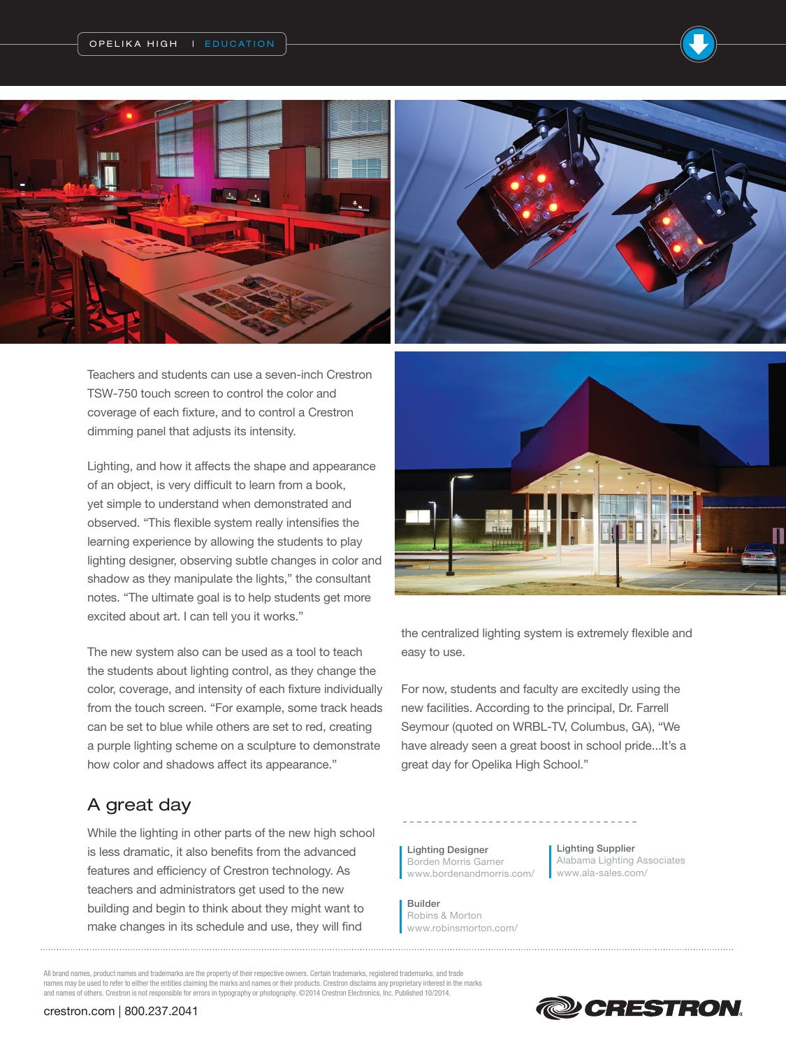Teachers and students can use a seven-inch Crestron TSW-750 touch screen to control the color and coverage of each fixture, and to control a Crestron dimming panel that adjusts its intensity.

Lighting, and how it affects the shape and appearance of an object, is very difficult to learn from a book, yet simple to understand when demonstrated and observed. "This flexible system really intensifies the learning experience by allowing the students to play lighting designer, observing subtle changes in color and shadow as they manipulate the lights," the consultant notes. "The ultimate goal is to help students get more excited about art. I can tell you it works."

The new system also can be used as a tool to teach the students about lighting control, as they change the color, coverage, and intensity of each fixture individually from the touch screen. "For example, some track heads can be set to blue while others are set to red, creating a purple lighting scheme on a sculpture to demonstrate how color and shadows affect its appearance."

## A great day

While the lighting in other parts of the new high school is less dramatic, it also benefits from the advanced features and efficiency of Crestron technology. As teachers and administrators get used to the new building and begin to think about they might want to make changes in its schedule and use, they will find the centralized lighting system is extremely flexible and easy to use.

For now, students and faculty are excitedly using the new facilities. According to the principal, Dr. Farrell Seymour (quoted on WRBL-TV, Columbus, GA), "We have already seen a great boost in school pride...It's a great day for Opelika High School."

**Lighting Designer**
Borden Morris Garner
www.bordenandmorris.com/

**Lighting Supplier**
Alabama Lighting Associates
www.ala-sales.com/

**Builder**
Robins & Morton
www.robinsmorton.com/

All brand names, product names and trademarks are the property of their respective owners. Certain trademarks, registered trademarks, and trade names may be used to refer to either the entities claiming the marks and names or their products. Crestron disclaims any proprietary interest in the marks and names of others. Crestron is not responsible for errors in typography or photography. ©2014 Crestron Electronics, Inc. Published 10/2014.

crestron.com | 800.237.2041